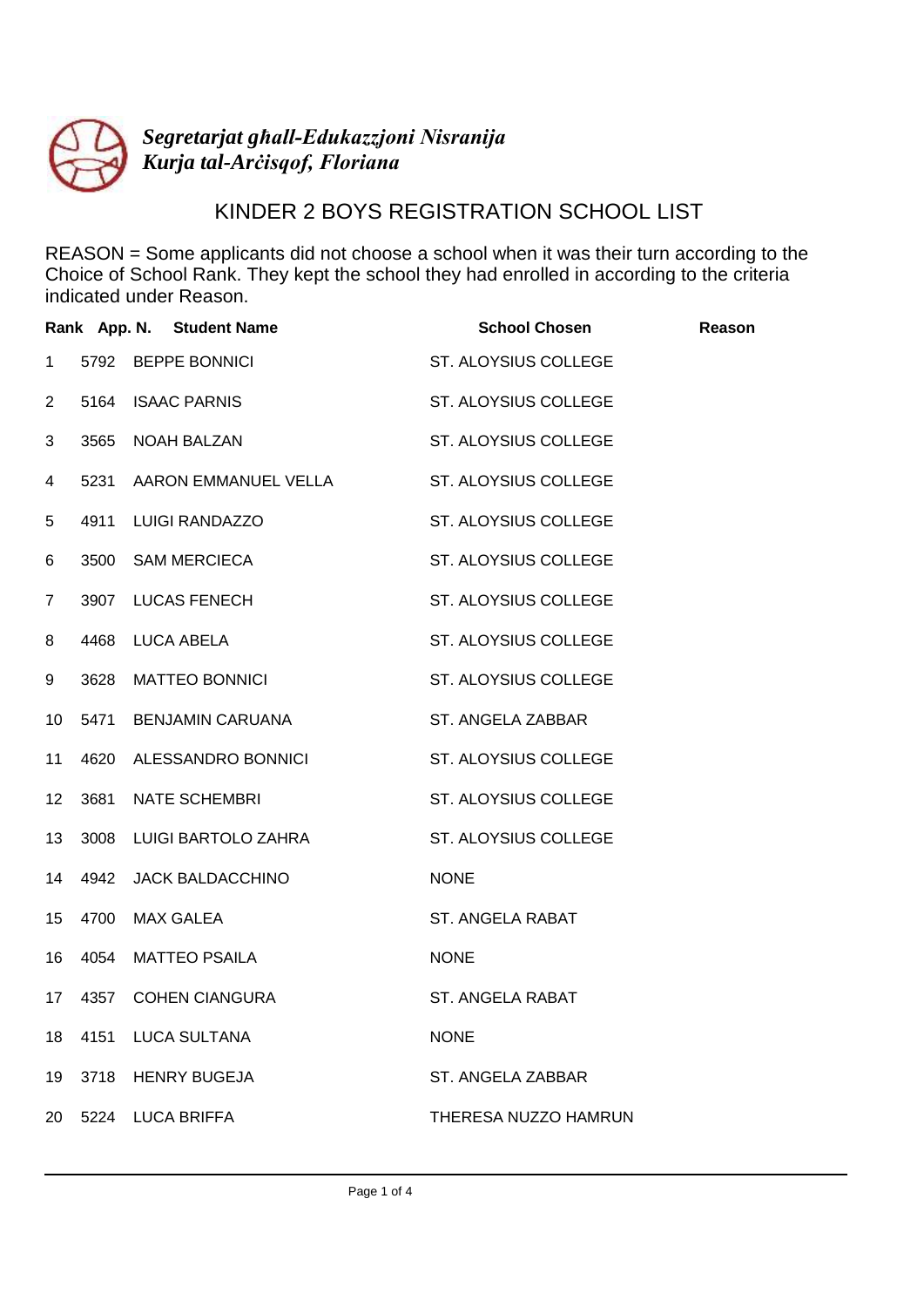*Segretarjat għall-Edukazzjoni Nisranija*
*Kurja tal-Arċisqof, Floriana*

# KINDER 2 BOYS REGISTRATION SCHOOL LIST

REASON = Some applicants did not choose a school when it was their turn according to the Choice of School Rank. They kept the school they had enrolled in according to the criteria indicated under Reason.

| Rank | App. N. | Student Name | School Chosen | Reason |
|---|---|---|---|---|
| 1 | 5792 | BEPPE BONNICI | ST. ALOYSIUS COLLEGE | |
| 2 | 5164 | ISAAC PARNIS | ST. ALOYSIUS COLLEGE | |
| 3 | 3565 | NOAH BALZAN | ST. ALOYSIUS COLLEGE | |
| 4 | 5231 | AARON EMMANUEL VELLA | ST. ALOYSIUS COLLEGE | |
| 5 | 4911 | LUIGI RANDAZZO | ST. ALOYSIUS COLLEGE | |
| 6 | 3500 | SAM MERCIECA | ST. ALOYSIUS COLLEGE | |
| 7 | 3907 | LUCAS FENECH | ST. ALOYSIUS COLLEGE | |
| 8 | 4468 | LUCA ABELA | ST. ALOYSIUS COLLEGE | |
| 9 | 3628 | MATTEO BONNICI | ST. ALOYSIUS COLLEGE | |
| 10 | 5471 | BENJAMIN CARUANA | ST. ANGELA ZABBAR | |
| 11 | 4620 | ALESSANDRO BONNICI | ST. ALOYSIUS COLLEGE | |
| 12 | 3681 | NATE SCHEMBRI | ST. ALOYSIUS COLLEGE | |
| 13 | 3008 | LUIGI BARTOLO ZAHRA | ST. ALOYSIUS COLLEGE | |
| 14 | 4942 | JACK BALDACCHINO | NONE | |
| 15 | 4700 | MAX GALEA | ST. ANGELA RABAT | |
| 16 | 4054 | MATTEO PSAILA | NONE | |
| 17 | 4357 | COHEN CIANGURA | ST. ANGELA RABAT | |
| 18 | 4151 | LUCA SULTANA | NONE | |
| 19 | 3718 | HENRY BUGEJA | ST. ANGELA ZABBAR | |
| 20 | 5224 | LUCA BRIFFA | THERESA NUZZO HAMRUN | |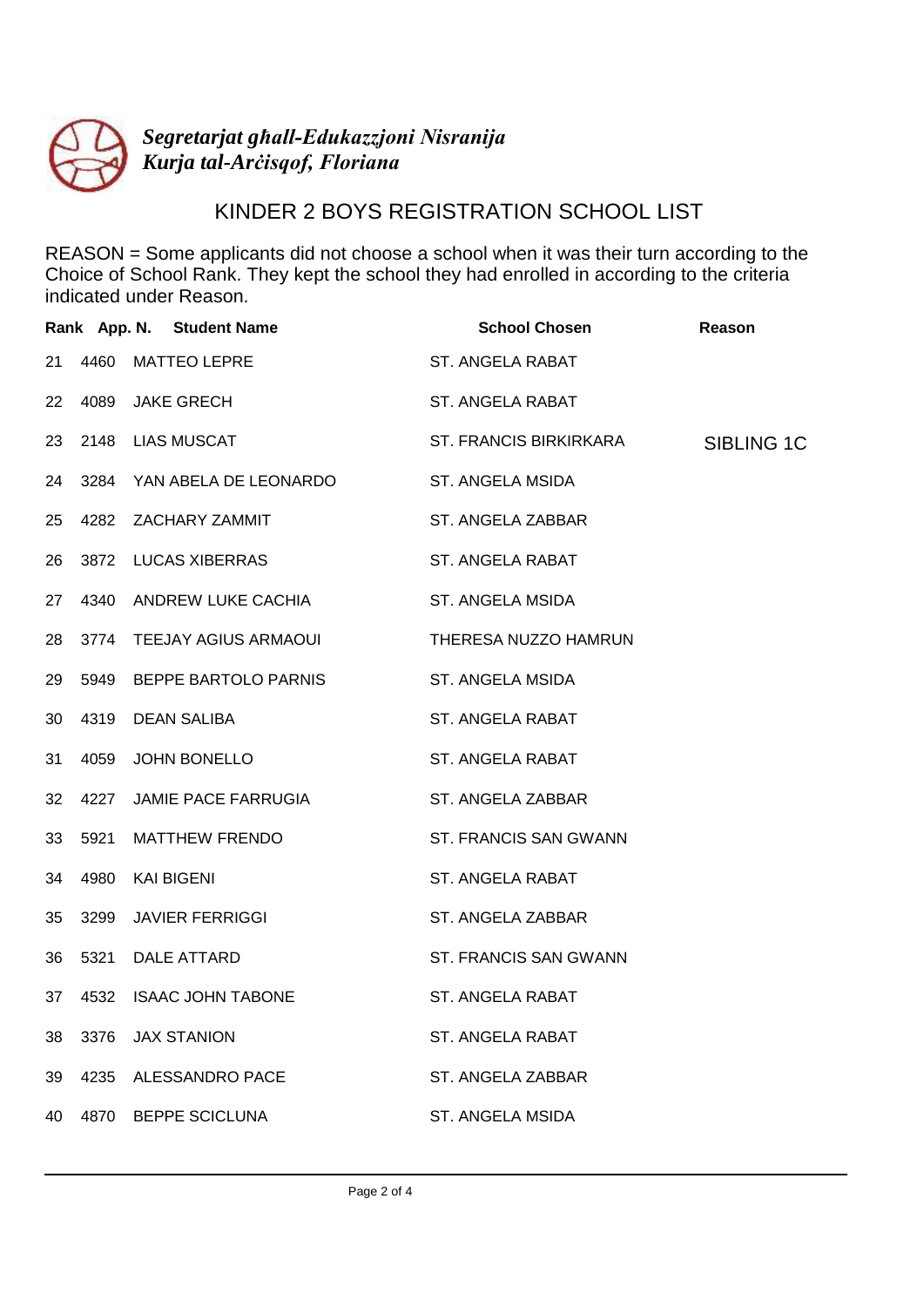*Segretarjat għall-Edukazzjoni Nisranija*
*Kurja tal-Arċisqof, Floriana*

# KINDER 2 BOYS REGISTRATION SCHOOL LIST

REASON = Some applicants did not choose a school when it was their turn according to the Choice of School Rank. They kept the school they had enrolled in according to the criteria indicated under Reason.

| Rank | App. N. | Student Name | School Chosen | Reason |
|---|---|---|---|---|
| 21 | 4460 | MATTEO LEPRE | ST. ANGELA RABAT | |
| 22 | 4089 | JAKE GRECH | ST. ANGELA RABAT | |
| 23 | 2148 | LIAS MUSCAT | ST. FRANCIS BIRKIRKARA | SIBLING 1C |
| 24 | 3284 | YAN ABELA DE LEONARDO | ST. ANGELA MSIDA | |
| 25 | 4282 | ZACHARY ZAMMIT | ST. ANGELA ZABBAR | |
| 26 | 3872 | LUCAS XIBERRAS | ST. ANGELA RABAT | |
| 27 | 4340 | ANDREW LUKE CACHIA | ST. ANGELA MSIDA | |
| 28 | 3774 | TEEJAY AGIUS ARMAOUI | THERESA NUZZO HAMRUN | |
| 29 | 5949 | BEPPE BARTOLO PARNIS | ST. ANGELA MSIDA | |
| 30 | 4319 | DEAN SALIBA | ST. ANGELA RABAT | |
| 31 | 4059 | JOHN BONELLO | ST. ANGELA RABAT | |
| 32 | 4227 | JAMIE PACE FARRUGIA | ST. ANGELA ZABBAR | |
| 33 | 5921 | MATTHEW FRENDO | ST. FRANCIS SAN GWANN | |
| 34 | 4980 | KAI BIGENI | ST. ANGELA RABAT | |
| 35 | 3299 | JAVIER FERRIGGI | ST. ANGELA ZABBAR | |
| 36 | 5321 | DALE ATTARD | ST. FRANCIS SAN GWANN | |
| 37 | 4532 | ISAAC JOHN TABONE | ST. ANGELA RABAT | |
| 38 | 3376 | JAX STANION | ST. ANGELA RABAT | |
| 39 | 4235 | ALESSANDRO PACE | ST. ANGELA ZABBAR | |
| 40 | 4870 | BEPPE SCICLUNA | ST. ANGELA MSIDA | |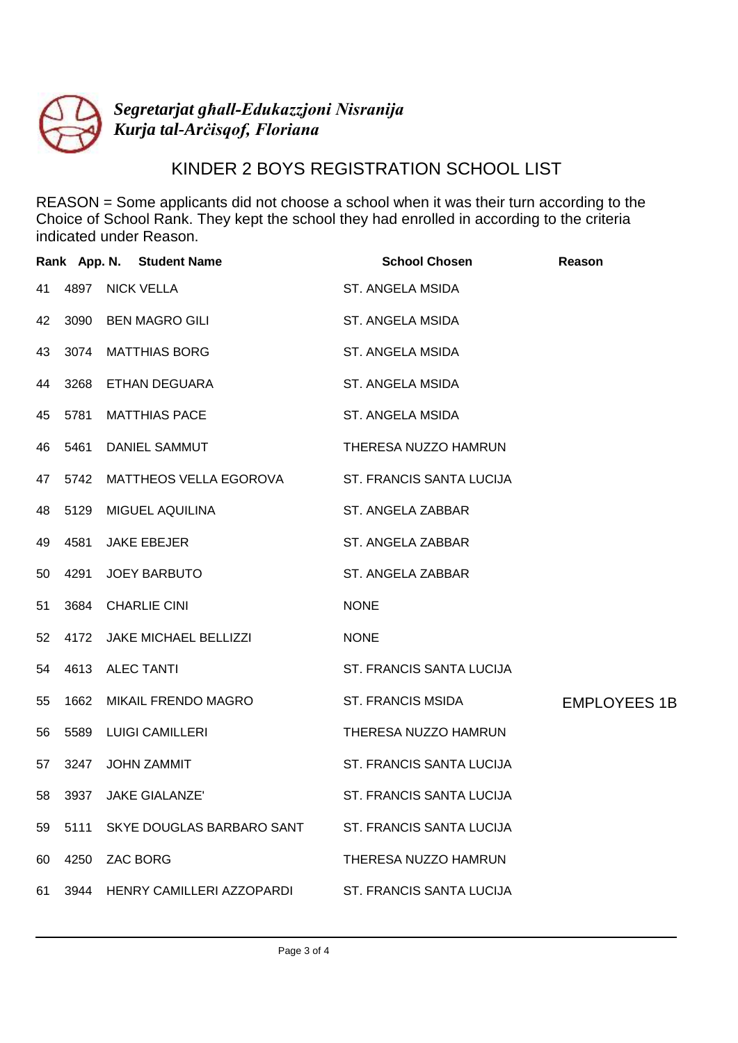*Segretarjat għall-Edukazzjoni Nisranija*
*Kurja tal-Arċisqof, Floriana*

# KINDER 2 BOYS REGISTRATION SCHOOL LIST

REASON = Some applicants did not choose a school when it was their turn according to the Choice of School Rank. They kept the school they had enrolled in according to the criteria indicated under Reason.

| Rank | App. N. | Student Name | School Chosen | Reason |
|---|---|---|---|---|
| 41 | 4897 | NICK VELLA | ST. ANGELA MSIDA | |
| 42 | 3090 | BEN MAGRO GILI | ST. ANGELA MSIDA | |
| 43 | 3074 | MATTHIAS BORG | ST. ANGELA MSIDA | |
| 44 | 3268 | ETHAN DEGUARA | ST. ANGELA MSIDA | |
| 45 | 5781 | MATTHIAS PACE | ST. ANGELA MSIDA | |
| 46 | 5461 | DANIEL SAMMUT | THERESA NUZZO HAMRUN | |
| 47 | 5742 | MATTHEOS VELLA EGOROVA | ST. FRANCIS SANTA LUCIJA | |
| 48 | 5129 | MIGUEL AQUILINA | ST. ANGELA ZABBAR | |
| 49 | 4581 | JAKE EBEJER | ST. ANGELA ZABBAR | |
| 50 | 4291 | JOEY BARBUTO | ST. ANGELA ZABBAR | |
| 51 | 3684 | CHARLIE CINI | NONE | |
| 52 | 4172 | JAKE MICHAEL BELLIZZI | NONE | |
| 54 | 4613 | ALEC TANTI | ST. FRANCIS SANTA LUCIJA | |
| 55 | 1662 | MIKAIL FRENDO MAGRO | ST. FRANCIS MSIDA | EMPLOYEES 1B |
| 56 | 5589 | LUIGI CAMILLERI | THERESA NUZZO HAMRUN | |
| 57 | 3247 | JOHN ZAMMIT | ST. FRANCIS SANTA LUCIJA | |
| 58 | 3937 | JAKE GIALANZE' | ST. FRANCIS SANTA LUCIJA | |
| 59 | 5111 | SKYE DOUGLAS BARBARO SANT | ST. FRANCIS SANTA LUCIJA | |
| 60 | 4250 | ZAC BORG | THERESA NUZZO HAMRUN | |
| 61 | 3944 | HENRY CAMILLERI AZZOPARDI | ST. FRANCIS SANTA LUCIJA | |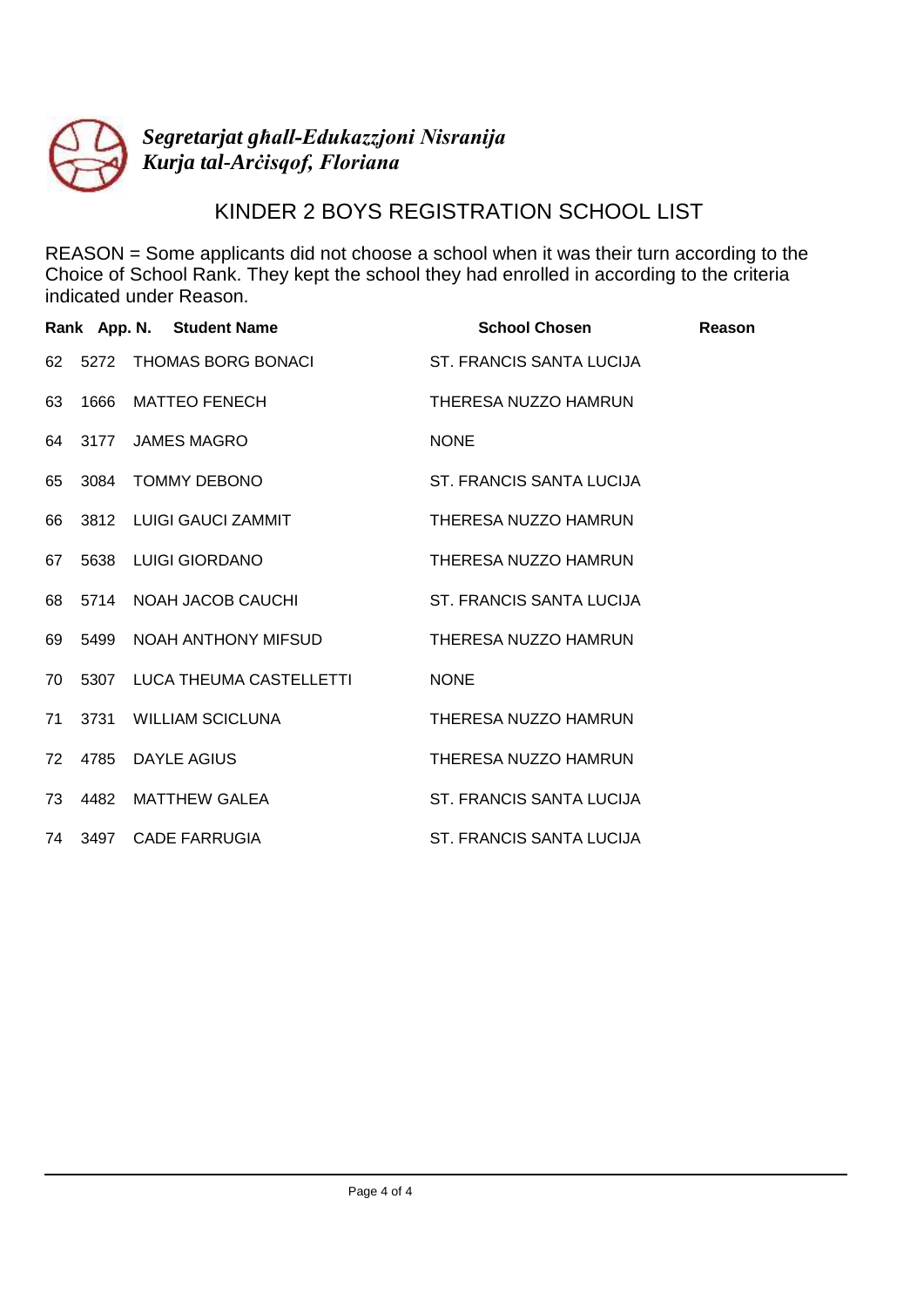*Segretarjat għall-Edukazzjoni Nisranija*
*Kurja tal-Arċisqof, Floriana*

# KINDER 2 BOYS REGISTRATION SCHOOL LIST

REASON = Some applicants did not choose a school when it was their turn according to the Choice of School Rank. They kept the school they had enrolled in according to the criteria indicated under Reason.

| Rank | App. N. | Student Name | School Chosen | Reason |
|---|---|---|---|---|
| 62 | 5272 | THOMAS BORG BONACI | ST. FRANCIS SANTA LUCIJA | |
| 63 | 1666 | MATTEO FENECH | THERESA NUZZO HAMRUN | |
| 64 | 3177 | JAMES MAGRO | NONE | |
| 65 | 3084 | TOMMY DEBONO | ST. FRANCIS SANTA LUCIJA | |
| 66 | 3812 | LUIGI GAUCI ZAMMIT | THERESA NUZZO HAMRUN | |
| 67 | 5638 | LUIGI GIORDANO | THERESA NUZZO HAMRUN | |
| 68 | 5714 | NOAH JACOB CAUCHI | ST. FRANCIS SANTA LUCIJA | |
| 69 | 5499 | NOAH ANTHONY MIFSUD | THERESA NUZZO HAMRUN | |
| 70 | 5307 | LUCA THEUMA CASTELLETTI | NONE | |
| 71 | 3731 | WILLIAM SCICLUNA | THERESA NUZZO HAMRUN | |
| 72 | 4785 | DAYLE AGIUS | THERESA NUZZO HAMRUN | |
| 73 | 4482 | MATTHEW GALEA | ST. FRANCIS SANTA LUCIJA | |
| 74 | 3497 | CADE FARRUGIA | ST. FRANCIS SANTA LUCIJA | |